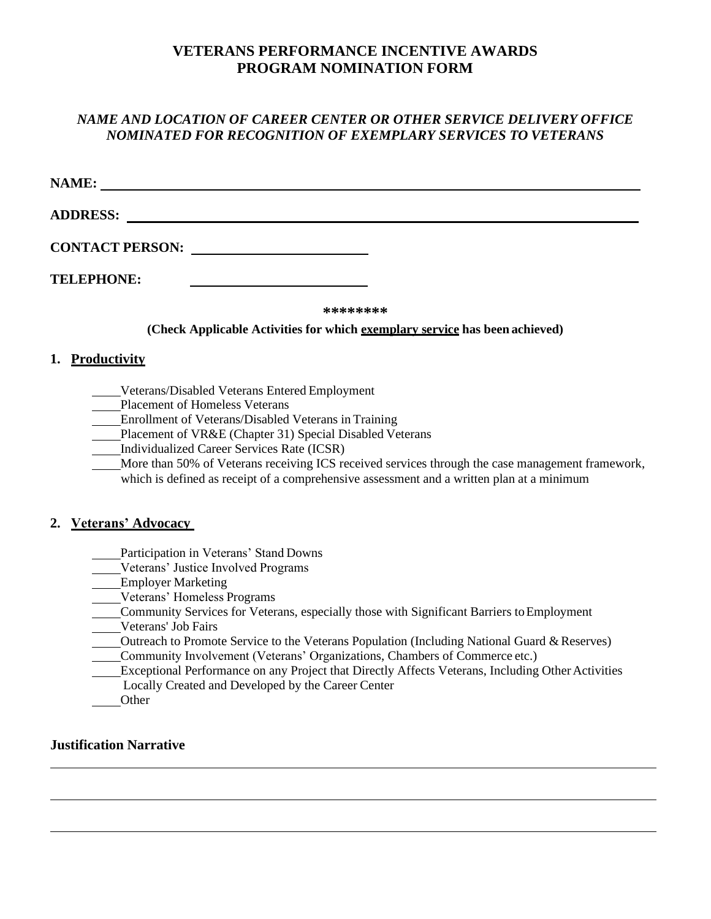# VETERANS PERFORMANCE INCENTIVE AWARDS PROGRAM NOMINATION FORM

***NAME AND LOCATION OF CAREER CENTER OR OTHER SERVICE DELIVERY OFFICE NOMINATED FOR RECOGNITION OF EXEMPLARY SERVICES TO VETERANS***

**NAME:** ______________________________________________________________

**ADDRESS:** ____________________________________________________________

**CONTACT PERSON:** ________________________

**TELEPHONE:** ________________________

**\*\*\*\*\*\*\*\***

**(Check Applicable Activities for which <u>exemplary service</u> has been achieved)**

## 1. <u>Productivity</u>

____Veterans/Disabled Veterans Entered Employment
____Placement of Homeless Veterans
____Enrollment of Veterans/Disabled Veterans in Training
____Placement of VR&E (Chapter 31) Special Disabled Veterans
____Individualized Career Services Rate (ICSR)
____More than 50% of Veterans receiving ICS received services through the case management framework, which is defined as receipt of a comprehensive assessment and a written plan at a minimum

## 2. <u>Veterans' Advocacy</u>

____Participation in Veterans' Stand Downs
____Veterans' Justice Involved Programs
____Employer Marketing
____Veterans' Homeless Programs
____Community Services for Veterans, especially those with Significant Barriers to Employment
____Veterans' Job Fairs
____Outreach to Promote Service to the Veterans Population (Including National Guard & Reserves)
____Community Involvement (Veterans' Organizations, Chambers of Commerce etc.)
____Exceptional Performance on any Project that Directly Affects Veterans, Including Other Activities Locally Created and Developed by the Career Center
____Other

**Justification Narrative**

______________________________________________________________________

______________________________________________________________________

______________________________________________________________________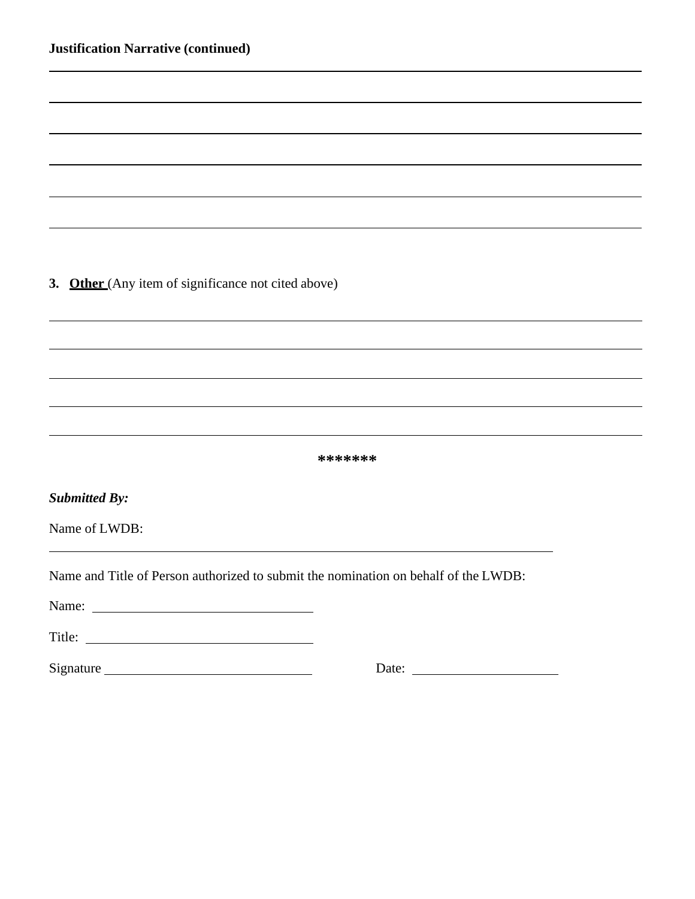**Justification Narrative (continued)**

______________________________________________________________________

______________________________________________________________________

______________________________________________________________________

______________________________________________________________________

______________________________________________________________________

______________________________________________________________________

**3. <u>Other</u>** (Any item of significance not cited above)

______________________________________________________________________

______________________________________________________________________

______________________________________________________________________

______________________________________________________________________

______________________________________________________________________

*******

***Submitted By:***

Name of LWDB: ______________________________________________________

Name and Title of Person authorized to submit the nomination on behalf of the LWDB:

Name: ______________________________

Title: ______________________________

Signature ______________________________ Date: ____________________